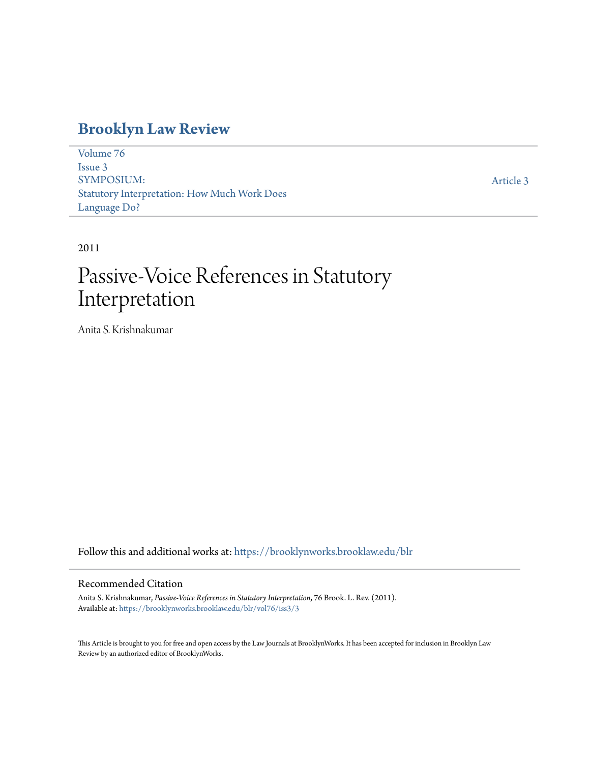# Brooklyn Law Review

Volume 76
Issue 3
SYMPOSIUM:
Statutory Interpretation: How Much Work Does Language Do?

Article 3

2011

# Passive-Voice References in Statutory Interpretation

Anita S. Krishnakumar

Follow this and additional works at: https://brooklynworks.brooklaw.edu/blr

## Recommended Citation

Anita S. Krishnakumar, *Passive-Voice References in Statutory Interpretation*, 76 Brook. L. Rev. (2011).
Available at: https://brooklynworks.brooklaw.edu/blr/vol76/iss3/3

This Article is brought to you for free and open access by the Law Journals at BrooklynWorks. It has been accepted for inclusion in Brooklyn Law Review by an authorized editor of BrooklynWorks.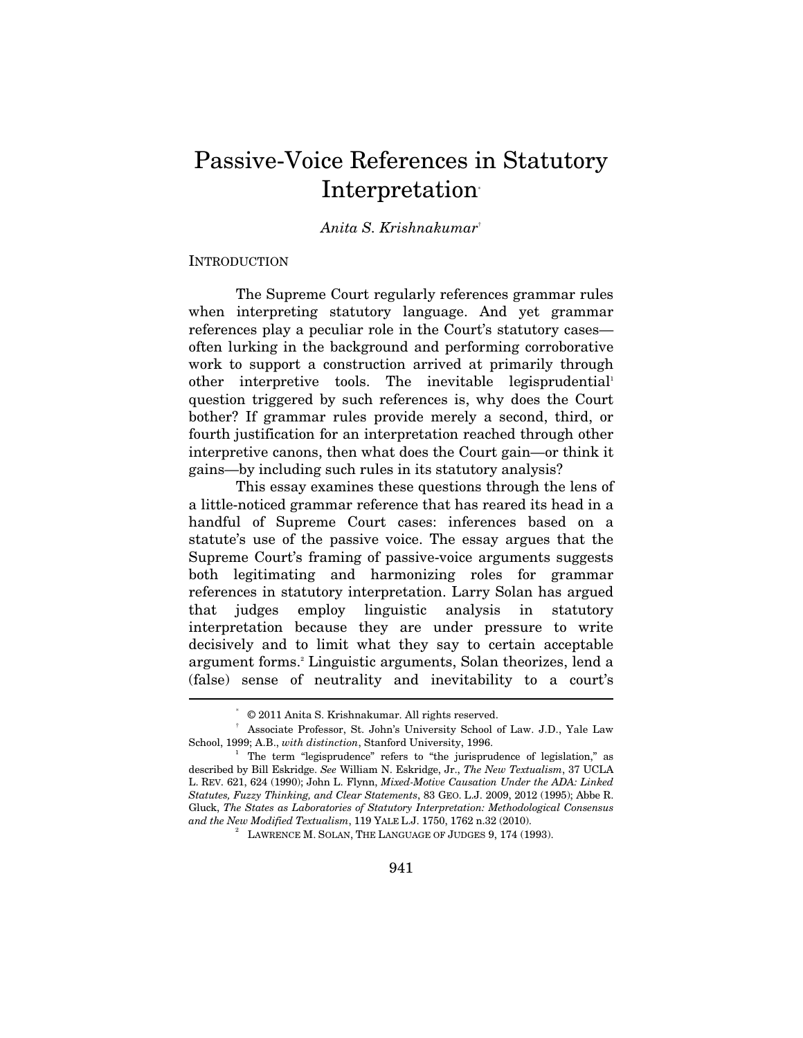# Passive-Voice References in Statutory Interpretation[*]

*Anita S. Krishnakumar*[†]

INTRODUCTION

The Supreme Court regularly references grammar rules when interpreting statutory language. And yet grammar references play a peculiar role in the Court's statutory cases—often lurking in the background and performing corroborative work to support a construction arrived at primarily through other interpretive tools. The inevitable legisprudential[1] question triggered by such references is, why does the Court bother? If grammar rules provide merely a second, third, or fourth justification for an interpretation reached through other interpretive canons, then what does the Court gain—or think it gains—by including such rules in its statutory analysis?

This essay examines these questions through the lens of a little-noticed grammar reference that has reared its head in a handful of Supreme Court cases: inferences based on a statute's use of the passive voice. The essay argues that the Supreme Court's framing of passive-voice arguments suggests both legitimating and harmonizing roles for grammar references in statutory interpretation. Larry Solan has argued that judges employ linguistic analysis in statutory interpretation because they are under pressure to write decisively and to limit what they say to certain acceptable argument forms.[2] Linguistic arguments, Solan theorizes, lend a (false) sense of neutrality and inevitability to a court's

---

[*] © 2011 Anita S. Krishnakumar. All rights reserved.

[†] Associate Professor, St. John's University School of Law. J.D., Yale Law School, 1999; A.B., *with distinction*, Stanford University, 1996.

[1] The term "legisprudence" refers to "the jurisprudence of legislation," as described by Bill Eskridge. *See* William N. Eskridge, Jr., *The New Textualism*, 37 UCLA L. REV. 621, 624 (1990); John L. Flynn, *Mixed-Motive Causation Under the ADA: Linked Statutes, Fuzzy Thinking, and Clear Statements*, 83 GEO. L.J. 2009, 2012 (1995); Abbe R. Gluck, *The States as Laboratories of Statutory Interpretation: Methodological Consensus and the New Modified Textualism*, 119 YALE L.J. 1750, 1762 n.32 (2010).

[2] LAWRENCE M. SOLAN, THE LANGUAGE OF JUDGES 9, 174 (1993).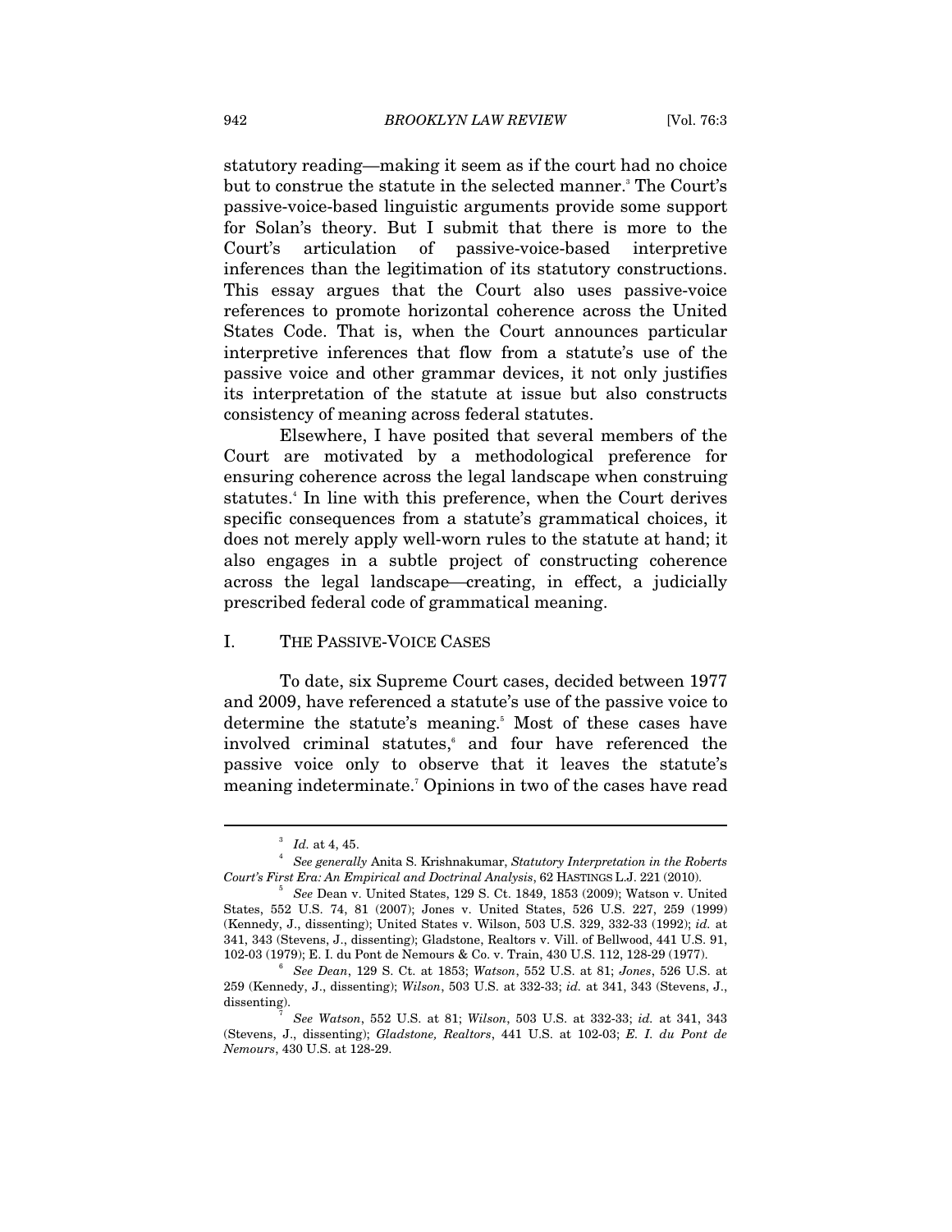statutory reading—making it seem as if the court had no choice but to construe the statute in the selected manner.[3] The Court's passive-voice-based linguistic arguments provide some support for Solan's theory. But I submit that there is more to the Court's articulation of passive-voice-based interpretive inferences than the legitimation of its statutory constructions. This essay argues that the Court also uses passive-voice references to promote horizontal coherence across the United States Code. That is, when the Court announces particular interpretive inferences that flow from a statute's use of the passive voice and other grammar devices, it not only justifies its interpretation of the statute at issue but also constructs consistency of meaning across federal statutes.

Elsewhere, I have posited that several members of the Court are motivated by a methodological preference for ensuring coherence across the legal landscape when construing statutes.[4] In line with this preference, when the Court derives specific consequences from a statute's grammatical choices, it does not merely apply well-worn rules to the statute at hand; it also engages in a subtle project of constructing coherence across the legal landscape—creating, in effect, a judicially prescribed federal code of grammatical meaning.

## I. THE PASSIVE-VOICE CASES

To date, six Supreme Court cases, decided between 1977 and 2009, have referenced a statute's use of the passive voice to determine the statute's meaning.[5] Most of these cases have involved criminal statutes,[6] and four have referenced the passive voice only to observe that it leaves the statute's meaning indeterminate.[7] Opinions in two of the cases have read

---

[3] *Id.* at 4, 45.

[4] *See generally* Anita S. Krishnakumar, *Statutory Interpretation in the Roberts Court's First Era: An Empirical and Doctrinal Analysis*, 62 HASTINGS L.J. 221 (2010).

[5] *See* Dean v. United States, 129 S. Ct. 1849, 1853 (2009); Watson v. United States, 552 U.S. 74, 81 (2007); Jones v. United States, 526 U.S. 227, 259 (1999) (Kennedy, J., dissenting); United States v. Wilson, 503 U.S. 329, 332-33 (1992); *id.* at 341, 343 (Stevens, J., dissenting); Gladstone, Realtors v. Vill. of Bellwood, 441 U.S. 91, 102-03 (1979); E. I. du Pont de Nemours & Co. v. Train, 430 U.S. 112, 128-29 (1977).

[6] *See Dean*, 129 S. Ct. at 1853; *Watson*, 552 U.S. at 81; *Jones*, 526 U.S. at 259 (Kennedy, J., dissenting); *Wilson*, 503 U.S. at 332-33; *id.* at 341, 343 (Stevens, J., dissenting).

[7] *See Watson*, 552 U.S. at 81; *Wilson*, 503 U.S. at 332-33; *id.* at 341, 343 (Stevens, J., dissenting); *Gladstone, Realtors*, 441 U.S. at 102-03; *E. I. du Pont de Nemours*, 430 U.S. at 128-29.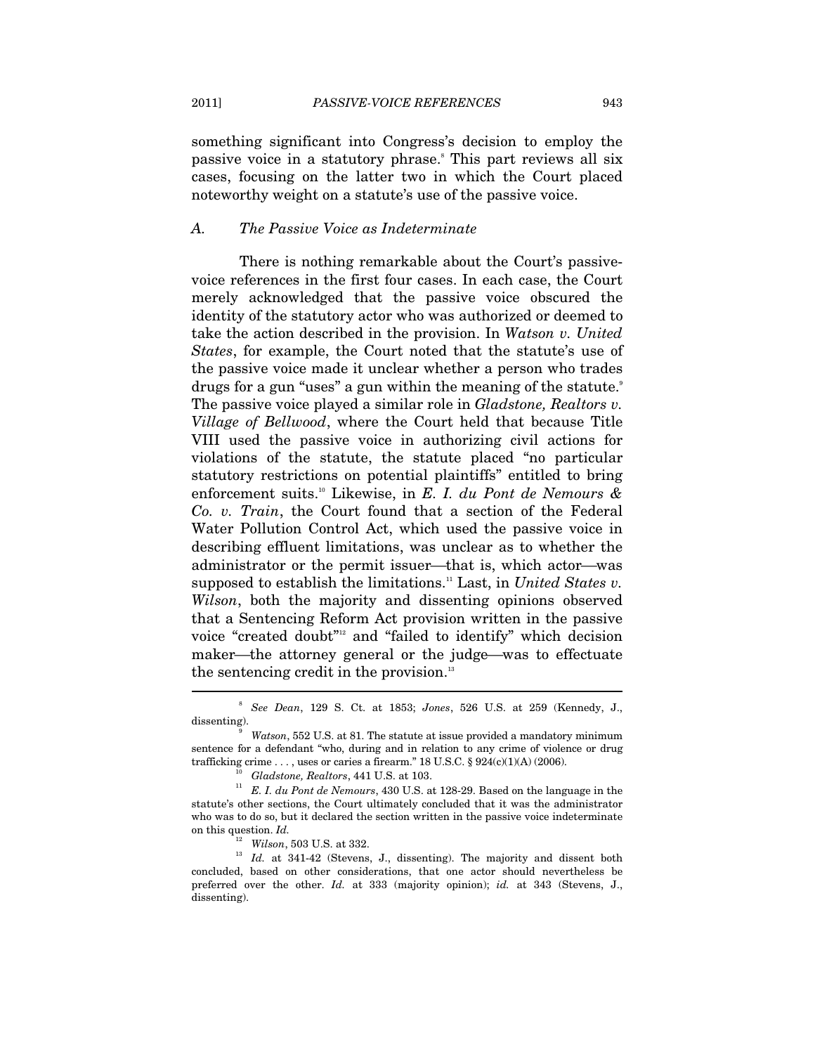something significant into Congress's decision to employ the passive voice in a statutory phrase.[8] This part reviews all six cases, focusing on the latter two in which the Court placed noteworthy weight on a statute's use of the passive voice.

### A. *The Passive Voice as Indeterminate*

There is nothing remarkable about the Court's passive-voice references in the first four cases. In each case, the Court merely acknowledged that the passive voice obscured the identity of the statutory actor who was authorized or deemed to take the action described in the provision. In *Watson v. United States*, for example, the Court noted that the statute's use of the passive voice made it unclear whether a person who trades drugs for a gun "uses" a gun within the meaning of the statute.[9] The passive voice played a similar role in *Gladstone, Realtors v. Village of Bellwood*, where the Court held that because Title VIII used the passive voice in authorizing civil actions for violations of the statute, the statute placed "no particular statutory restrictions on potential plaintiffs" entitled to bring enforcement suits.[10] Likewise, in *E. I. du Pont de Nemours & Co. v. Train*, the Court found that a section of the Federal Water Pollution Control Act, which used the passive voice in describing effluent limitations, was unclear as to whether the administrator or the permit issuer—that is, which actor—was supposed to establish the limitations.[11] Last, in *United States v. Wilson*, both the majority and dissenting opinions observed that a Sentencing Reform Act provision written in the passive voice "created doubt"[12] and "failed to identify" which decision maker—the attorney general or the judge—was to effectuate the sentencing credit in the provision.[13]

---

[8] *See Dean*, 129 S. Ct. at 1853; *Jones*, 526 U.S. at 259 (Kennedy, J., dissenting).

[9] *Watson*, 552 U.S. at 81. The statute at issue provided a mandatory minimum sentence for a defendant "who, during and in relation to any crime of violence or drug trafficking crime . . . , uses or caries a firearm." 18 U.S.C. § 924(c)(1)(A) (2006).

[10] *Gladstone, Realtors*, 441 U.S. at 103.

[11] *E. I. du Pont de Nemours*, 430 U.S. at 128-29. Based on the language in the statute's other sections, the Court ultimately concluded that it was the administrator who was to do so, but it declared the section written in the passive voice indeterminate on this question. *Id.*

[12] *Wilson*, 503 U.S. at 332.

[13] *Id.* at 341-42 (Stevens, J., dissenting). The majority and dissent both concluded, based on other considerations, that one actor should nevertheless be preferred over the other. *Id.* at 333 (majority opinion); *id.* at 343 (Stevens, J., dissenting).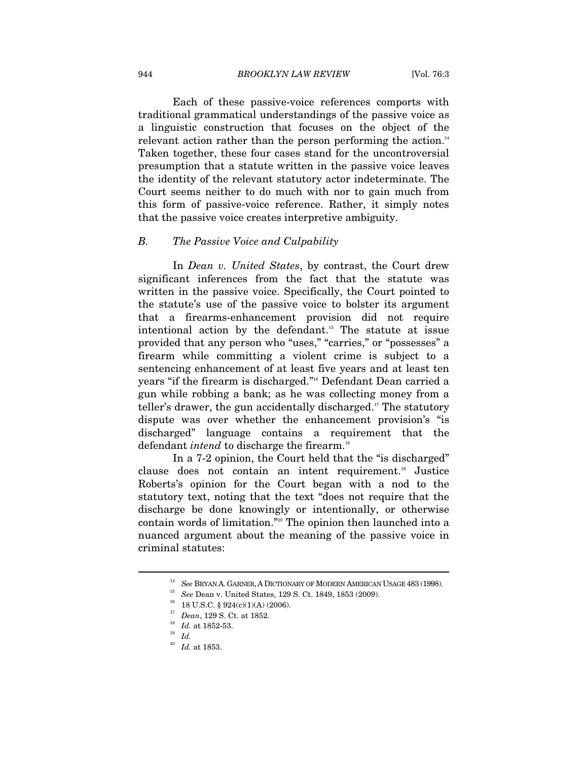Each of these passive-voice references comports with traditional grammatical understandings of the passive voice as a linguistic construction that focuses on the object of the relevant action rather than the person performing the action.[14] Taken together, these four cases stand for the uncontroversial presumption that a statute written in the passive voice leaves the identity of the relevant statutory actor indeterminate. The Court seems neither to do much with nor to gain much from this form of passive-voice reference. Rather, it simply notes that the passive voice creates interpretive ambiguity.

### *B. The Passive Voice and Culpability*

In *Dean v. United States*, by contrast, the Court drew significant inferences from the fact that the statute was written in the passive voice. Specifically, the Court pointed to the statute's use of the passive voice to bolster its argument that a firearms-enhancement provision did not require intentional action by the defendant.[15] The statute at issue provided that any person who "uses," "carries," or "possesses" a firearm while committing a violent crime is subject to a sentencing enhancement of at least five years and at least ten years "if the firearm is discharged."[16] Defendant Dean carried a gun while robbing a bank; as he was collecting money from a teller's drawer, the gun accidentally discharged.[17] The statutory dispute was over whether the enhancement provision's "is discharged" language contains a requirement that the defendant *intend* to discharge the firearm.[18]

In a 7-2 opinion, the Court held that the "is discharged" clause does not contain an intent requirement.[19] Justice Roberts's opinion for the Court began with a nod to the statutory text, noting that the text "does not require that the discharge be done knowingly or intentionally, or otherwise contain words of limitation."[20] The opinion then launched into a nuanced argument about the meaning of the passive voice in criminal statutes:

---

[14] *See* BRYAN A. GARNER, A DICTIONARY OF MODERN AMERICAN USAGE 483 (1998).

[15] *See* Dean v. United States, 129 S. Ct. 1849, 1853 (2009).

[16] 18 U.S.C. § 924(c)(1)(A) (2006).

[17] *Dean*, 129 S. Ct. at 1852.

[18] *Id.* at 1852-53.

[19] *Id.*

[20] *Id.* at 1853.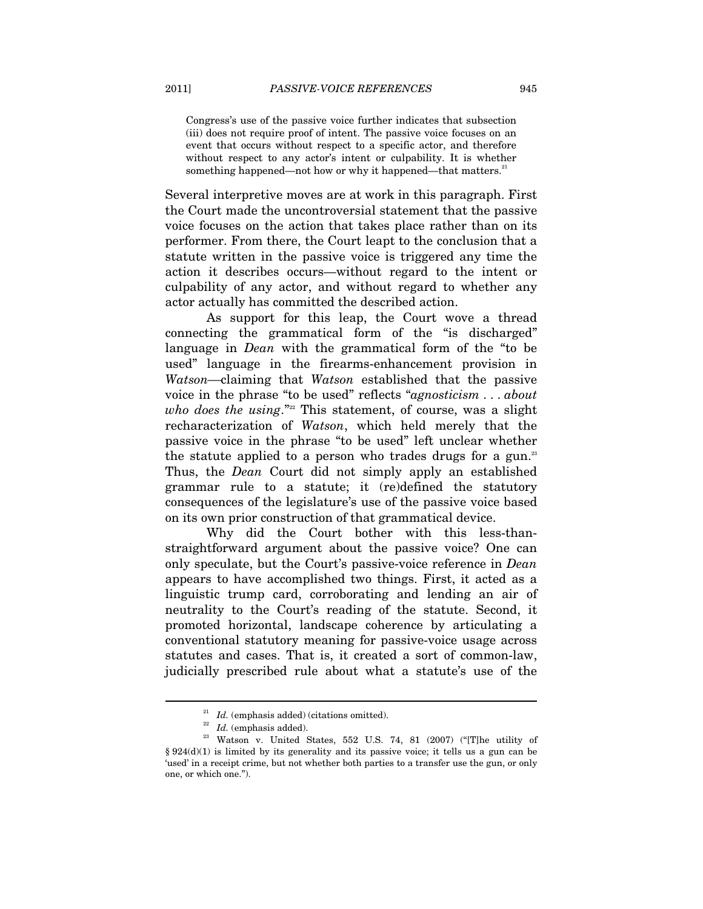> Congress's use of the passive voice further indicates that subsection (iii) does not require proof of intent. The passive voice focuses on an event that occurs without respect to a specific actor, and therefore without respect to any actor's intent or culpability. It is whether something happened—not how or why it happened—that matters.[21]

Several interpretive moves are at work in this paragraph. First the Court made the uncontroversial statement that the passive voice focuses on the action that takes place rather than on its performer. From there, the Court leapt to the conclusion that a statute written in the passive voice is triggered any time the action it describes occurs—without regard to the intent or culpability of any actor, and without regard to whether any actor actually has committed the described action.

As support for this leap, the Court wove a thread connecting the grammatical form of the "is discharged" language in *Dean* with the grammatical form of the "to be used" language in the firearms-enhancement provision in *Watson*—claiming that *Watson* established that the passive voice in the phrase "to be used" reflects "*agnosticism . . . about who does the using*."[22] This statement, of course, was a slight recharacterization of *Watson*, which held merely that the passive voice in the phrase "to be used" left unclear whether the statute applied to a person who trades drugs for a gun.[23] Thus, the *Dean* Court did not simply apply an established grammar rule to a statute; it (re)defined the statutory consequences of the legislature's use of the passive voice based on its own prior construction of that grammatical device.

Why did the Court bother with this less-than-straightforward argument about the passive voice? One can only speculate, but the Court's passive-voice reference in *Dean* appears to have accomplished two things. First, it acted as a linguistic trump card, corroborating and lending an air of neutrality to the Court's reading of the statute. Second, it promoted horizontal, landscape coherence by articulating a conventional statutory meaning for passive-voice usage across statutes and cases. That is, it created a sort of common-law, judicially prescribed rule about what a statute's use of the

---

[21] *Id.* (emphasis added) (citations omitted).

[22] *Id.* (emphasis added).

[23] Watson v. United States, 552 U.S. 74, 81 (2007) ("[T]he utility of § 924(d)(1) is limited by its generality and its passive voice; it tells us a gun can be 'used' in a receipt crime, but not whether both parties to a transfer use the gun, or only one, or which one.").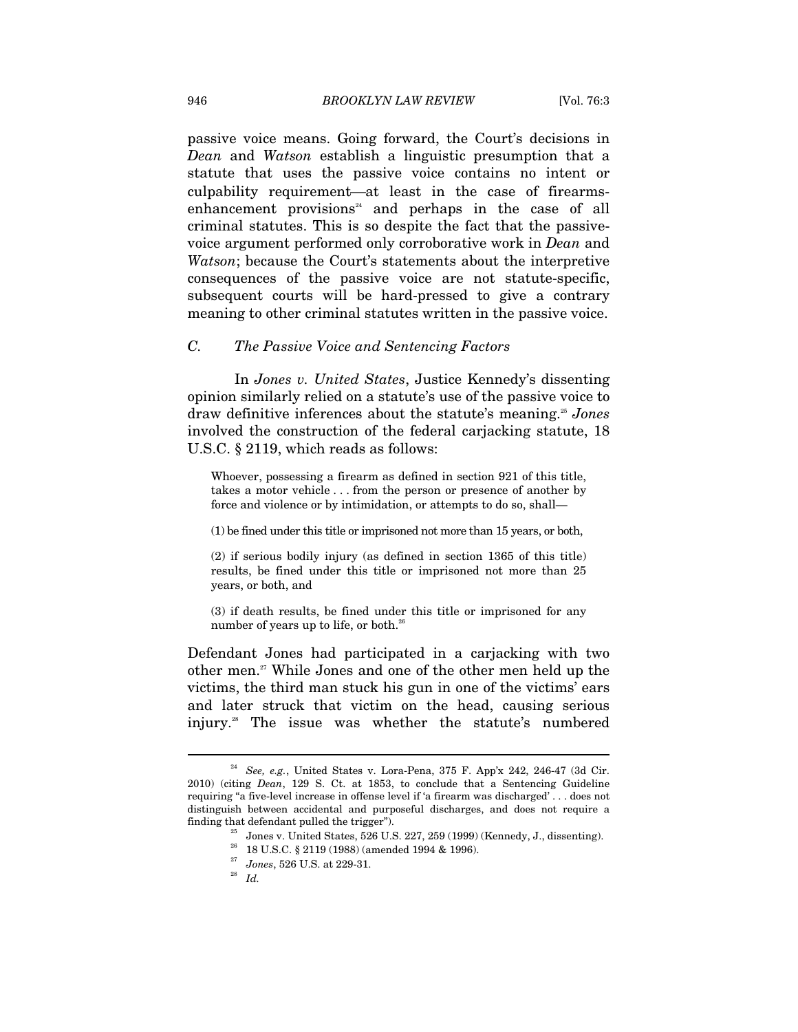passive voice means. Going forward, the Court's decisions in *Dean* and *Watson* establish a linguistic presumption that a statute that uses the passive voice contains no intent or culpability requirement—at least in the case of firearms-enhancement provisions[24] and perhaps in the case of all criminal statutes. This is so despite the fact that the passive-voice argument performed only corroborative work in *Dean* and *Watson*; because the Court's statements about the interpretive consequences of the passive voice are not statute-specific, subsequent courts will be hard-pressed to give a contrary meaning to other criminal statutes written in the passive voice.

### *C. The Passive Voice and Sentencing Factors*

In *Jones v. United States*, Justice Kennedy's dissenting opinion similarly relied on a statute's use of the passive voice to draw definitive inferences about the statute's meaning.[25] *Jones* involved the construction of the federal carjacking statute, 18 U.S.C. § 2119, which reads as follows:

> Whoever, possessing a firearm as defined in section 921 of this title, takes a motor vehicle . . . from the person or presence of another by force and violence or by intimidation, or attempts to do so, shall—
>
> (1) be fined under this title or imprisoned not more than 15 years, or both,
>
> (2) if serious bodily injury (as defined in section 1365 of this title) results, be fined under this title or imprisoned not more than 25 years, or both, and
>
> (3) if death results, be fined under this title or imprisoned for any number of years up to life, or both.[26]

Defendant Jones had participated in a carjacking with two other men.[27] While Jones and one of the other men held up the victims, the third man stuck his gun in one of the victims' ears and later struck that victim on the head, causing serious injury.[28] The issue was whether the statute's numbered

---

[24] *See, e.g.*, United States v. Lora-Pena, 375 F. App'x 242, 246-47 (3d Cir. 2010) (citing *Dean*, 129 S. Ct. at 1853, to conclude that a Sentencing Guideline requiring "a five-level increase in offense level if 'a firearm was discharged' . . . does not distinguish between accidental and purposeful discharges, and does not require a finding that defendant pulled the trigger").

[25] Jones v. United States, 526 U.S. 227, 259 (1999) (Kennedy, J., dissenting).

[26] 18 U.S.C. § 2119 (1988) (amended 1994 & 1996).

[27] *Jones*, 526 U.S. at 229-31.

[28] *Id.*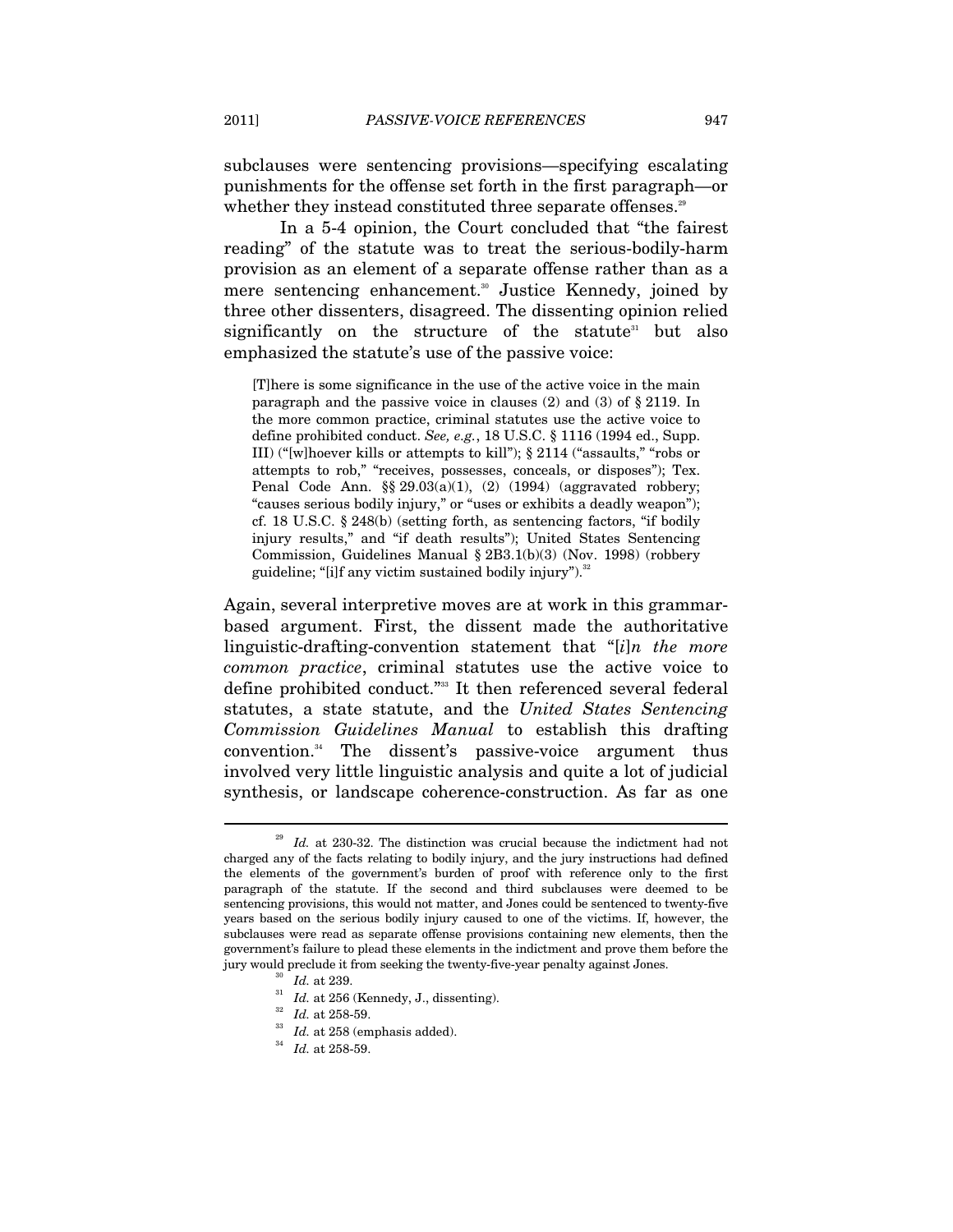subclauses were sentencing provisions—specifying escalating punishments for the offense set forth in the first paragraph—or whether they instead constituted three separate offenses.[29]

In a 5-4 opinion, the Court concluded that "the fairest reading" of the statute was to treat the serious-bodily-harm provision as an element of a separate offense rather than as a mere sentencing enhancement.[30] Justice Kennedy, joined by three other dissenters, disagreed. The dissenting opinion relied significantly on the structure of the statute[31] but also emphasized the statute's use of the passive voice:

> [T]here is some significance in the use of the active voice in the main paragraph and the passive voice in clauses (2) and (3) of § 2119. In the more common practice, criminal statutes use the active voice to define prohibited conduct. *See, e.g.*, 18 U.S.C. § 1116 (1994 ed., Supp. III) ("[w]hoever kills or attempts to kill"); § 2114 ("assaults," "robs or attempts to rob," "receives, possesses, conceals, or disposes"); Tex. Penal Code Ann. §§ 29.03(a)(1), (2) (1994) (aggravated robbery; "causes serious bodily injury," or "uses or exhibits a deadly weapon"); cf. 18 U.S.C. § 248(b) (setting forth, as sentencing factors, "if bodily injury results," and "if death results"); United States Sentencing Commission, Guidelines Manual § 2B3.1(b)(3) (Nov. 1998) (robbery guideline; "[i]f any victim sustained bodily injury").[32]

Again, several interpretive moves are at work in this grammar-based argument. First, the dissent made the authoritative linguistic-drafting-convention statement that "[*i*]*n the more common practice*, criminal statutes use the active voice to define prohibited conduct."[33] It then referenced several federal statutes, a state statute, and the *United States Sentencing Commission Guidelines Manual* to establish this drafting convention.[34] The dissent's passive-voice argument thus involved very little linguistic analysis and quite a lot of judicial synthesis, or landscape coherence-construction. As far as one

---

[29] *Id.* at 230-32. The distinction was crucial because the indictment had not charged any of the facts relating to bodily injury, and the jury instructions had defined the elements of the government's burden of proof with reference only to the first paragraph of the statute. If the second and third subclauses were deemed to be sentencing provisions, this would not matter, and Jones could be sentenced to twenty-five years based on the serious bodily injury caused to one of the victims. If, however, the subclauses were read as separate offense provisions containing new elements, then the government's failure to plead these elements in the indictment and prove them before the jury would preclude it from seeking the twenty-five-year penalty against Jones.

[30] *Id.* at 239.

[31] *Id.* at 256 (Kennedy, J., dissenting).

[32] *Id.* at 258-59.

[33] *Id.* at 258 (emphasis added).

[34] *Id.* at 258-59.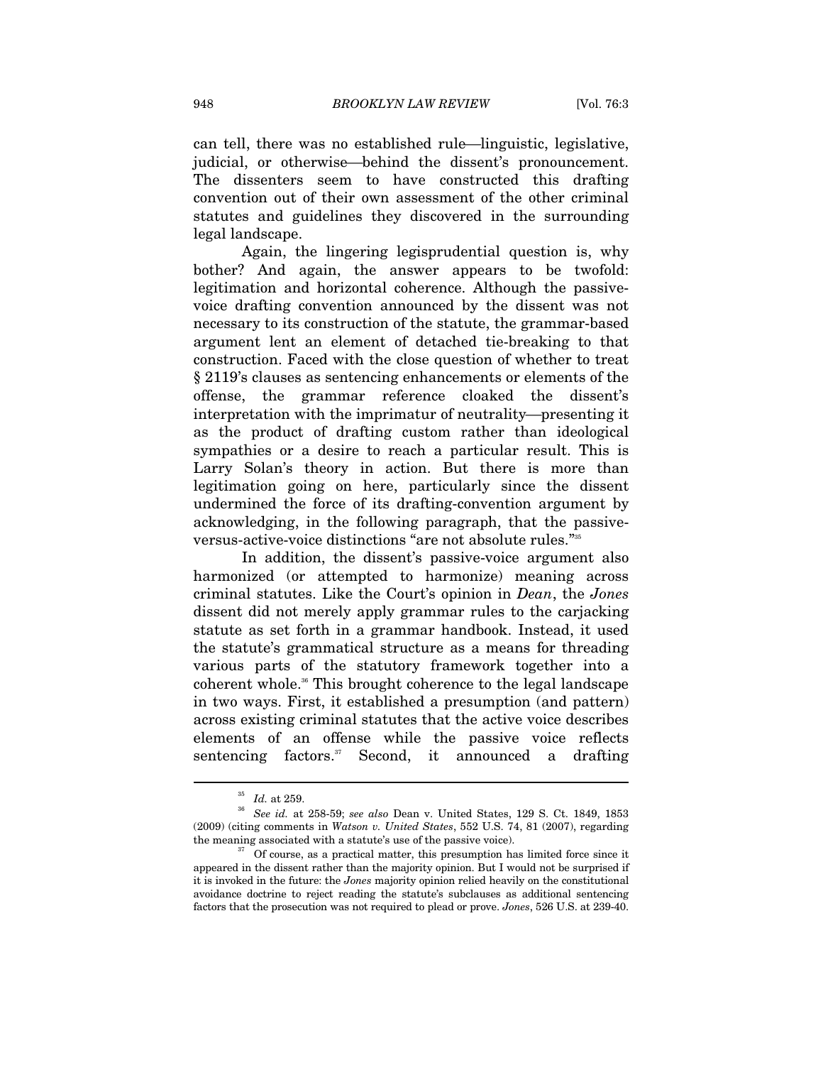can tell, there was no established rule—linguistic, legislative, judicial, or otherwise—behind the dissent's pronouncement. The dissenters seem to have constructed this drafting convention out of their own assessment of the other criminal statutes and guidelines they discovered in the surrounding legal landscape.

Again, the lingering legisprudential question is, why bother? And again, the answer appears to be twofold: legitimation and horizontal coherence. Although the passive-voice drafting convention announced by the dissent was not necessary to its construction of the statute, the grammar-based argument lent an element of detached tie-breaking to that construction. Faced with the close question of whether to treat § 2119's clauses as sentencing enhancements or elements of the offense, the grammar reference cloaked the dissent's interpretation with the imprimatur of neutrality—presenting it as the product of drafting custom rather than ideological sympathies or a desire to reach a particular result. This is Larry Solan's theory in action. But there is more than legitimation going on here, particularly since the dissent undermined the force of its drafting-convention argument by acknowledging, in the following paragraph, that the passive-versus-active-voice distinctions "are not absolute rules."[35]

In addition, the dissent's passive-voice argument also harmonized (or attempted to harmonize) meaning across criminal statutes. Like the Court's opinion in *Dean*, the *Jones* dissent did not merely apply grammar rules to the carjacking statute as set forth in a grammar handbook. Instead, it used the statute's grammatical structure as a means for threading various parts of the statutory framework together into a coherent whole.[36] This brought coherence to the legal landscape in two ways. First, it established a presumption (and pattern) across existing criminal statutes that the active voice describes elements of an offense while the passive voice reflects sentencing factors.[37] Second, it announced a drafting

---

[35] *Id.* at 259.

[36] *See id.* at 258-59; *see also* Dean v. United States, 129 S. Ct. 1849, 1853 (2009) (citing comments in *Watson v. United States*, 552 U.S. 74, 81 (2007), regarding the meaning associated with a statute's use of the passive voice).

[37] Of course, as a practical matter, this presumption has limited force since it appeared in the dissent rather than the majority opinion. But I would not be surprised if it is invoked in the future: the *Jones* majority opinion relied heavily on the constitutional avoidance doctrine to reject reading the statute's subclauses as additional sentencing factors that the prosecution was not required to plead or prove. *Jones*, 526 U.S. at 239-40.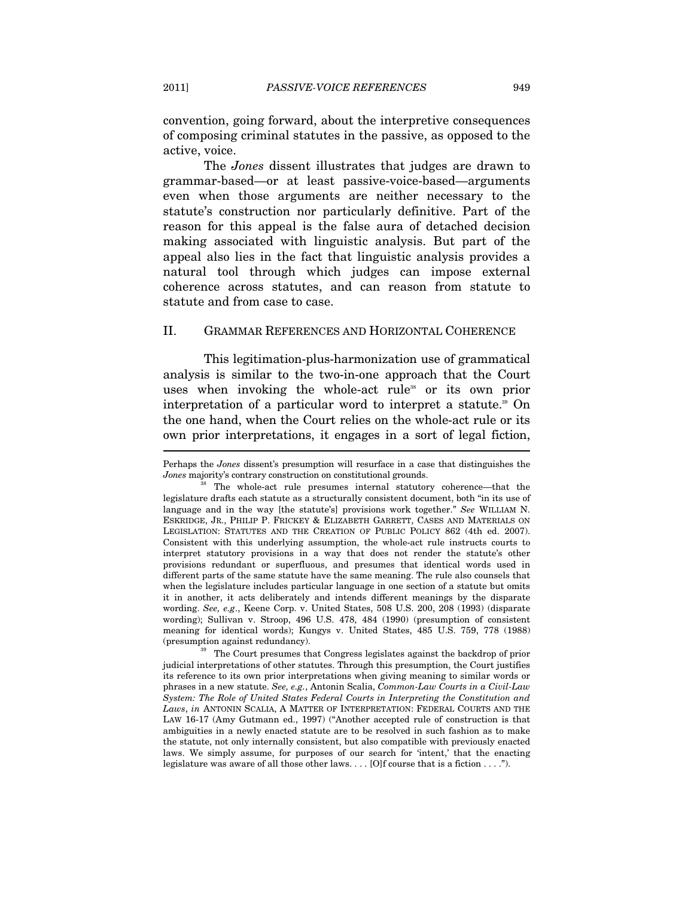convention, going forward, about the interpretive consequences of composing criminal statutes in the passive, as opposed to the active, voice.

The *Jones* dissent illustrates that judges are drawn to grammar-based—or at least passive-voice-based—arguments even when those arguments are neither necessary to the statute's construction nor particularly definitive. Part of the reason for this appeal is the false aura of detached decision making associated with linguistic analysis. But part of the appeal also lies in the fact that linguistic analysis provides a natural tool through which judges can impose external coherence across statutes, and can reason from statute to statute and from case to case.

## II. GRAMMAR REFERENCES AND HORIZONTAL COHERENCE

This legitimation-plus-harmonization use of grammatical analysis is similar to the two-in-one approach that the Court uses when invoking the whole-act rule[38] or its own prior interpretation of a particular word to interpret a statute.[39] On the one hand, when the Court relies on the whole-act rule or its own prior interpretations, it engages in a sort of legal fiction,

---

Perhaps the *Jones* dissent's presumption will resurface in a case that distinguishes the *Jones* majority's contrary construction on constitutional grounds.

[38] The whole-act rule presumes internal statutory coherence—that the legislature drafts each statute as a structurally consistent document, both "in its use of language and in the way [the statute's] provisions work together." *See* WILLIAM N. ESKRIDGE, JR., PHILIP P. FRICKEY & ELIZABETH GARRETT, CASES AND MATERIALS ON LEGISLATION: STATUTES AND THE CREATION OF PUBLIC POLICY 862 (4th ed. 2007). Consistent with this underlying assumption, the whole-act rule instructs courts to interpret statutory provisions in a way that does not render the statute's other provisions redundant or superfluous, and presumes that identical words used in different parts of the same statute have the same meaning. The rule also counsels that when the legislature includes particular language in one section of a statute but omits it in another, it acts deliberately and intends different meanings by the disparate wording. *See, e.g*., Keene Corp. v. United States, 508 U.S. 200, 208 (1993) (disparate wording); Sullivan v. Stroop, 496 U.S. 478, 484 (1990) (presumption of consistent meaning for identical words); Kungys v. United States, 485 U.S. 759, 778 (1988) (presumption against redundancy).

[39] The Court presumes that Congress legislates against the backdrop of prior judicial interpretations of other statutes. Through this presumption, the Court justifies its reference to its own prior interpretations when giving meaning to similar words or phrases in a new statute. *See, e.g.*, Antonin Scalia, *Common-Law Courts in a Civil-Law System: The Role of United States Federal Courts in Interpreting the Constitution and Laws*, *in* ANTONIN SCALIA, A MATTER OF INTERPRETATION: FEDERAL COURTS AND THE LAW 16-17 (Amy Gutmann ed., 1997) ("Another accepted rule of construction is that ambiguities in a newly enacted statute are to be resolved in such fashion as to make the statute, not only internally consistent, but also compatible with previously enacted laws. We simply assume, for purposes of our search for 'intent,' that the enacting legislature was aware of all those other laws. . . . [O]f course that is a fiction . . . .").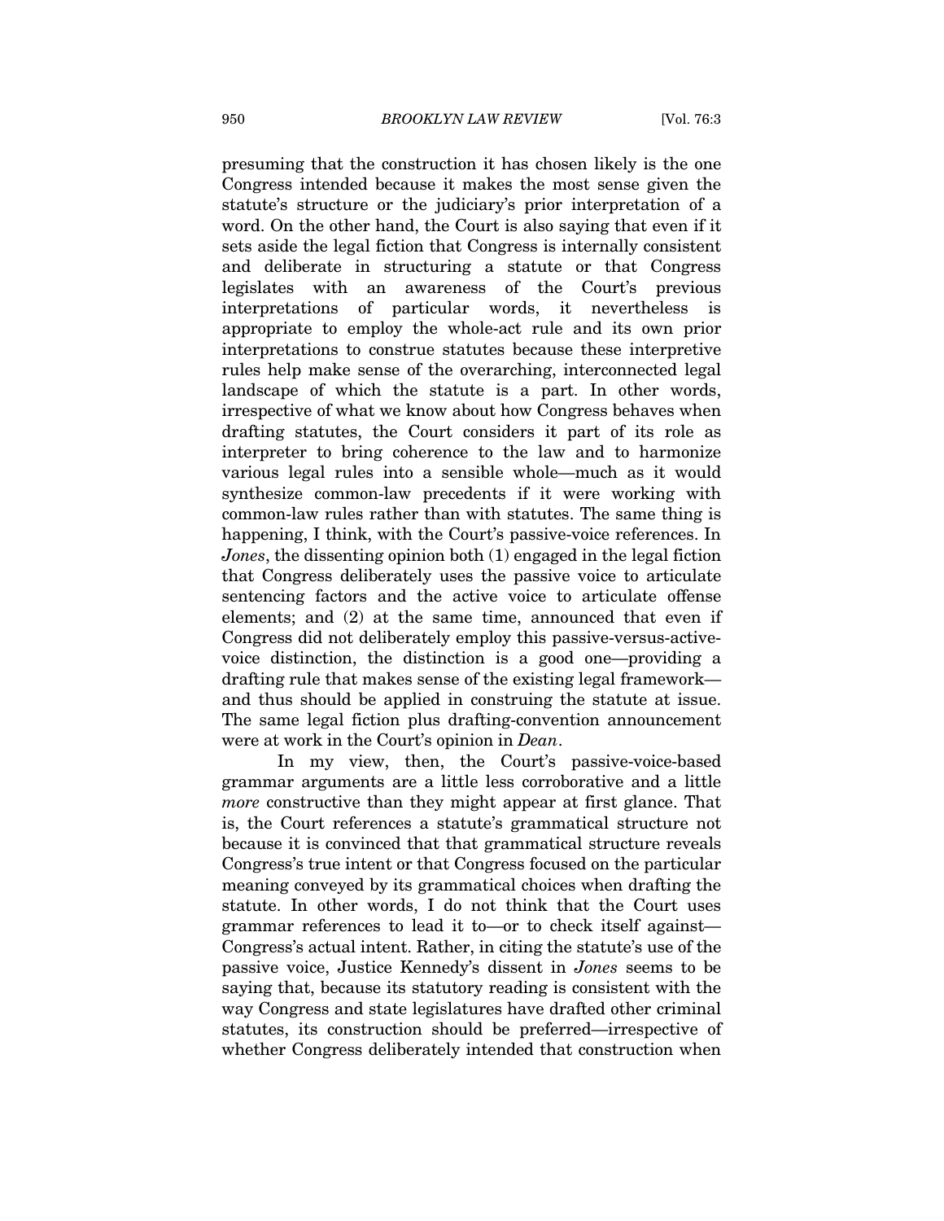presuming that the construction it has chosen likely is the one Congress intended because it makes the most sense given the statute's structure or the judiciary's prior interpretation of a word. On the other hand, the Court is also saying that even if it sets aside the legal fiction that Congress is internally consistent and deliberate in structuring a statute or that Congress legislates with an awareness of the Court's previous interpretations of particular words, it nevertheless is appropriate to employ the whole-act rule and its own prior interpretations to construe statutes because these interpretive rules help make sense of the overarching, interconnected legal landscape of which the statute is a part. In other words, irrespective of what we know about how Congress behaves when drafting statutes, the Court considers it part of its role as interpreter to bring coherence to the law and to harmonize various legal rules into a sensible whole—much as it would synthesize common-law precedents if it were working with common-law rules rather than with statutes. The same thing is happening, I think, with the Court's passive-voice references. In *Jones*, the dissenting opinion both (1) engaged in the legal fiction that Congress deliberately uses the passive voice to articulate sentencing factors and the active voice to articulate offense elements; and (2) at the same time, announced that even if Congress did not deliberately employ this passive-versus-active-voice distinction, the distinction is a good one—providing a drafting rule that makes sense of the existing legal framework—and thus should be applied in construing the statute at issue. The same legal fiction plus drafting-convention announcement were at work in the Court's opinion in *Dean*.

In my view, then, the Court's passive-voice-based grammar arguments are a little less corroborative and a little *more* constructive than they might appear at first glance. That is, the Court references a statute's grammatical structure not because it is convinced that that grammatical structure reveals Congress's true intent or that Congress focused on the particular meaning conveyed by its grammatical choices when drafting the statute. In other words, I do not think that the Court uses grammar references to lead it to—or to check itself against—Congress's actual intent. Rather, in citing the statute's use of the passive voice, Justice Kennedy's dissent in *Jones* seems to be saying that, because its statutory reading is consistent with the way Congress and state legislatures have drafted other criminal statutes, its construction should be preferred—irrespective of whether Congress deliberately intended that construction when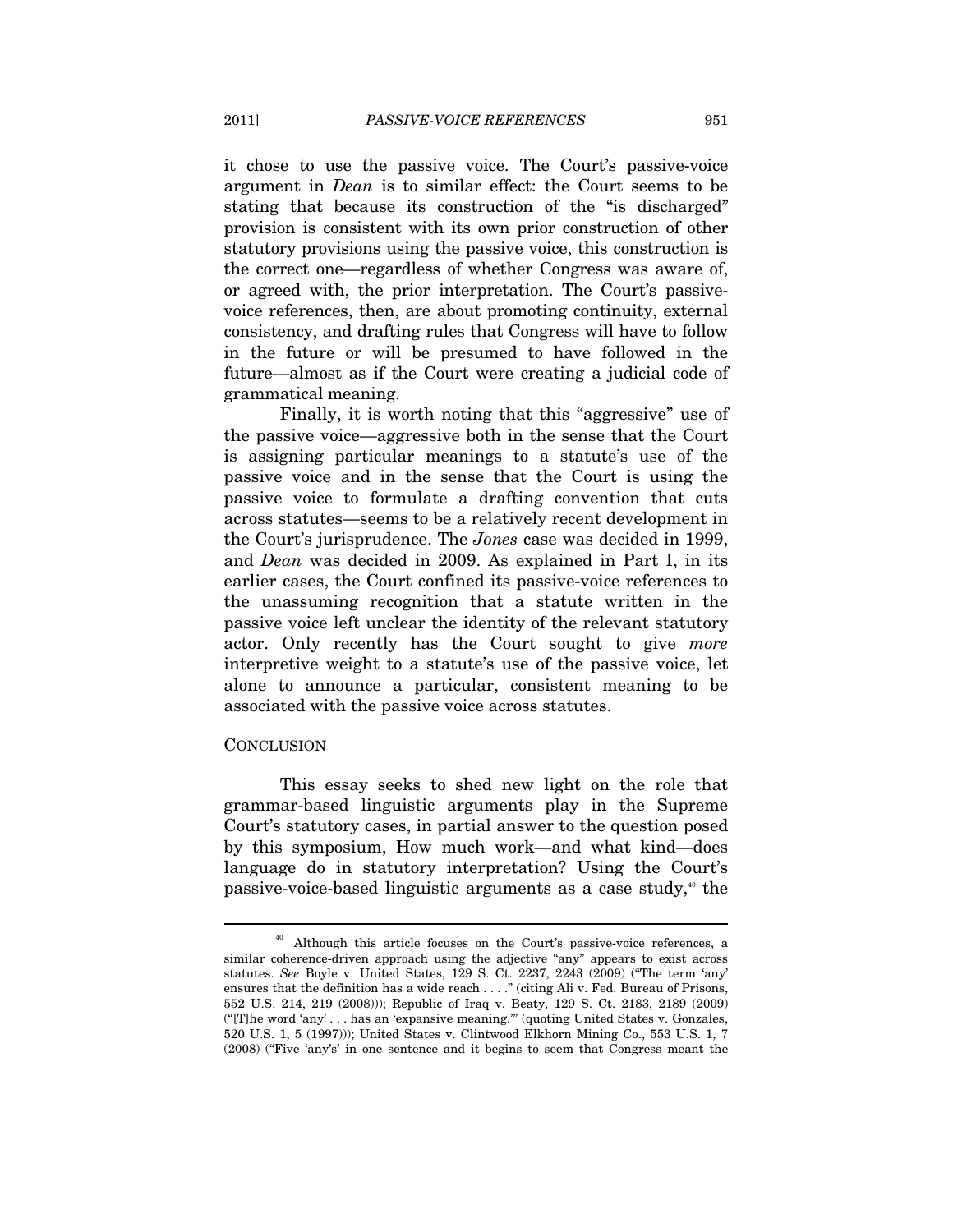it chose to use the passive voice. The Court's passive-voice argument in *Dean* is to similar effect: the Court seems to be stating that because its construction of the "is discharged" provision is consistent with its own prior construction of other statutory provisions using the passive voice, this construction is the correct one—regardless of whether Congress was aware of, or agreed with, the prior interpretation. The Court's passive-voice references, then, are about promoting continuity, external consistency, and drafting rules that Congress will have to follow in the future or will be presumed to have followed in the future—almost as if the Court were creating a judicial code of grammatical meaning.

Finally, it is worth noting that this "aggressive" use of the passive voice—aggressive both in the sense that the Court is assigning particular meanings to a statute's use of the passive voice and in the sense that the Court is using the passive voice to formulate a drafting convention that cuts across statutes—seems to be a relatively recent development in the Court's jurisprudence. The *Jones* case was decided in 1999, and *Dean* was decided in 2009. As explained in Part I, in its earlier cases, the Court confined its passive-voice references to the unassuming recognition that a statute written in the passive voice left unclear the identity of the relevant statutory actor. Only recently has the Court sought to give *more* interpretive weight to a statute's use of the passive voice, let alone to announce a particular, consistent meaning to be associated with the passive voice across statutes.

## CONCLUSION

This essay seeks to shed new light on the role that grammar-based linguistic arguments play in the Supreme Court's statutory cases, in partial answer to the question posed by this symposium, How much work—and what kind—does language do in statutory interpretation? Using the Court's passive-voice-based linguistic arguments as a case study,[40] the

---

[40] Although this article focuses on the Court's passive-voice references, a similar coherence-driven approach using the adjective "any" appears to exist across statutes. *See* Boyle v. United States, 129 S. Ct. 2237, 2243 (2009) ("The term 'any' ensures that the definition has a wide reach . . . ." (citing Ali v. Fed. Bureau of Prisons, 552 U.S. 214, 219 (2008))); Republic of Iraq v. Beaty, 129 S. Ct. 2183, 2189 (2009) ("[T]he word 'any' . . . has an 'expansive meaning.'" (quoting United States v. Gonzales, 520 U.S. 1, 5 (1997))); United States v. Clintwood Elkhorn Mining Co., 553 U.S. 1, 7 (2008) ("Five 'any's' in one sentence and it begins to seem that Congress meant the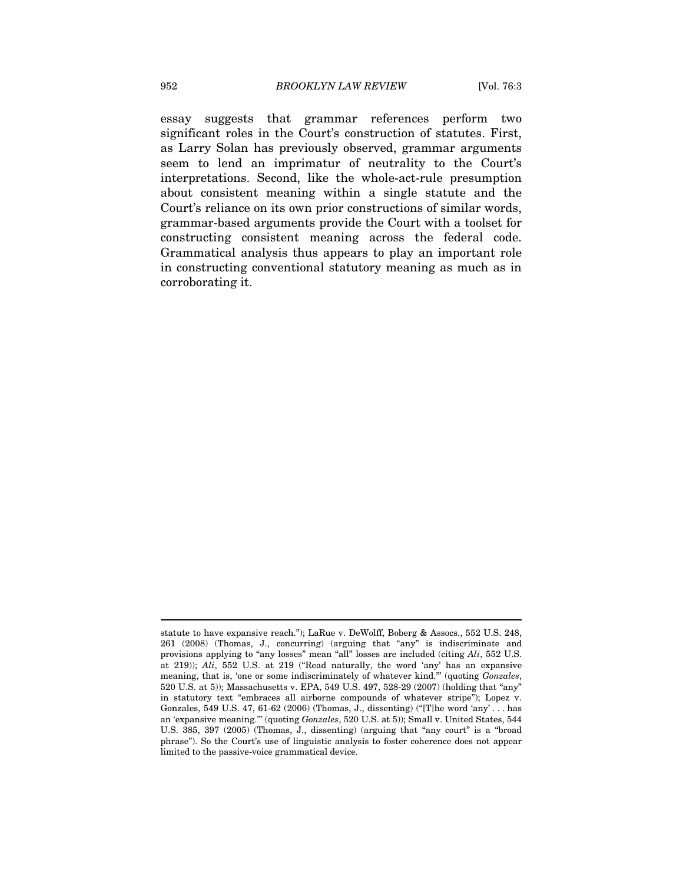essay suggests that grammar references perform two significant roles in the Court's construction of statutes. First, as Larry Solan has previously observed, grammar arguments seem to lend an imprimatur of neutrality to the Court's interpretations. Second, like the whole-act-rule presumption about consistent meaning within a single statute and the Court's reliance on its own prior constructions of similar words, grammar-based arguments provide the Court with a toolset for constructing consistent meaning across the federal code. Grammatical analysis thus appears to play an important role in constructing conventional statutory meaning as much as in corroborating it.

---

statute to have expansive reach."); LaRue v. DeWolff, Boberg & Assocs., 552 U.S. 248, 261 (2008) (Thomas, J., concurring) (arguing that "any" is indiscriminate and provisions applying to "any losses" mean "all" losses are included (citing *Ali*, 552 U.S. at 219)); *Ali*, 552 U.S. at 219 ("Read naturally, the word 'any' has an expansive meaning, that is, 'one or some indiscriminately of whatever kind.'" (quoting *Gonzales*, 520 U.S. at 5)); Massachusetts v. EPA, 549 U.S. 497, 528-29 (2007) (holding that "any" in statutory text "embraces all airborne compounds of whatever stripe"); Lopez v. Gonzales, 549 U.S. 47, 61-62 (2006) (Thomas, J., dissenting) ("[T]he word 'any' . . . has an 'expansive meaning.'" (quoting *Gonzales*, 520 U.S. at 5)); Small v. United States, 544 U.S. 385, 397 (2005) (Thomas, J., dissenting) (arguing that "any court" is a "broad phrase"). So the Court's use of linguistic analysis to foster coherence does not appear limited to the passive-voice grammatical device.